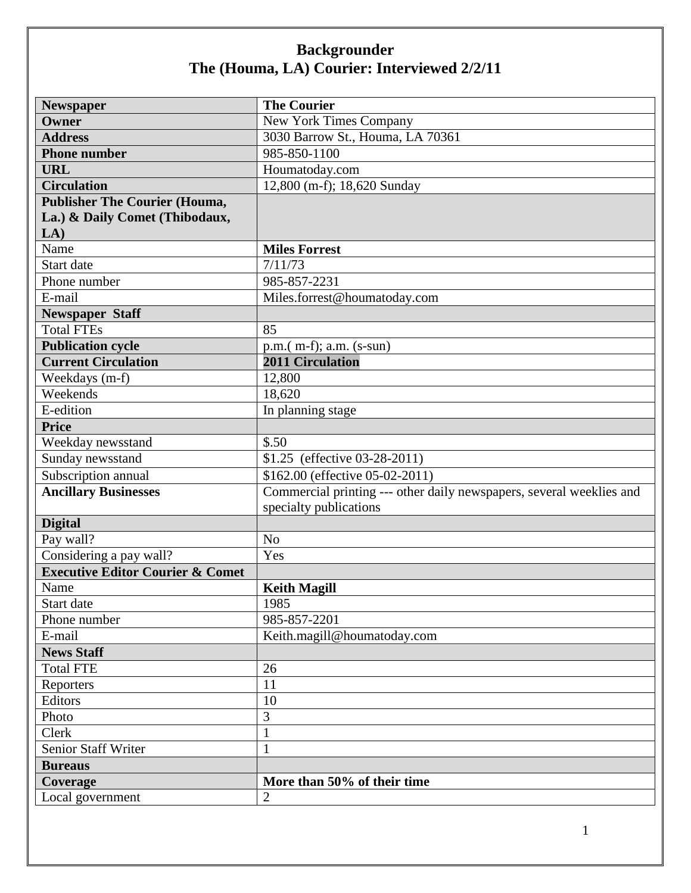# Backgrounder
# The (Houma, LA) Courier: Interviewed 2/2/11

| | |
|---|---|
| **Newspaper** | **The Courier** |
| **Owner** | New York Times Company |
| **Address** | 3030 Barrow St., Houma, LA 70361 |
| **Phone number** | 985-850-1100 |
| **URL** | Houmatoday.com |
| **Circulation** | 12,800 (m-f); 18,620 Sunday |
| **Publisher The Courier (Houma, La.) & Daily Comet (Thibodaux, LA)** | |
| Name | **Miles Forrest** |
| Start date | 7/11/73 |
| Phone number | 985-857-2231 |
| E-mail | Miles.forrest@houmatoday.com |
| **Newspaper Staff** | |
| Total FTEs | 85 |
| **Publication cycle** | p.m.( m-f); a.m. (s-sun) |
| **Current Circulation** | **2011 Circulation** |
| Weekdays (m-f) | 12,800 |
| Weekends | 18,620 |
| E-edition | In planning stage |
| **Price** | |
| Weekday newsstand | $.50 |
| Sunday newsstand | $1.25 (effective 03-28-2011) |
| Subscription annual | $162.00 (effective 05-02-2011) |
| **Ancillary Businesses** | Commercial printing --- other daily newspapers, several weeklies and specialty publications |
| **Digital** | |
| Pay wall? | No |
| Considering a pay wall? | Yes |
| **Executive Editor Courier & Comet** | |
| Name | **Keith Magill** |
| Start date | 1985 |
| Phone number | 985-857-2201 |
| E-mail | Keith.magill@houmatoday.com |
| **News Staff** | |
| Total FTE | 26 |
| Reporters | 11 |
| Editors | 10 |
| Photo | 3 |
| Clerk | 1 |
| Senior Staff Writer | 1 |
| **Bureaus** | |
| **Coverage** | **More than 50% of their time** |
| Local government | 2 |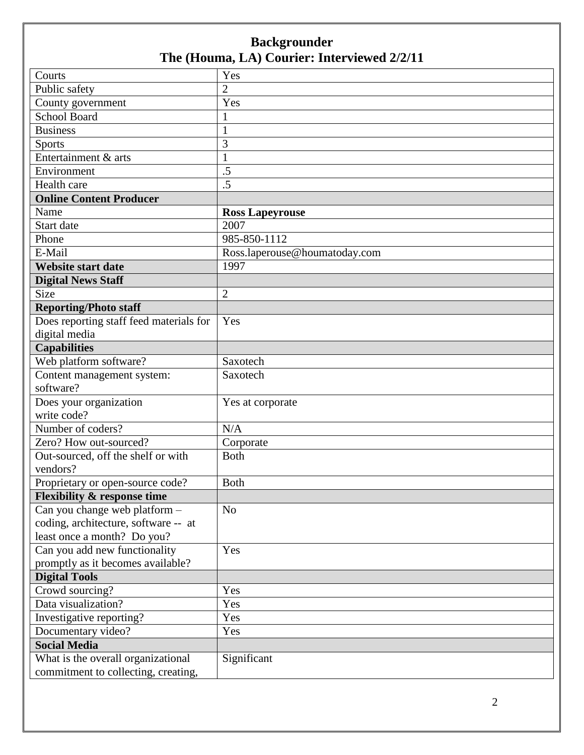# Backgrounder
## The (Houma, LA) Courier: Interviewed 2/2/11

| | |
|---|---|
| Courts | Yes |
| Public safety | 2 |
| County government | Yes |
| School Board | 1 |
| Business | 1 |
| Sports | 3 |
| Entertainment & arts | 1 |
| Environment | .5 |
| Health care | .5 |
| **Online Content Producer** | |
| Name | **Ross Lapeyrouse** |
| Start date | 2007 |
| Phone | 985-850-1112 |
| E-Mail | Ross.laperouse@houmatoday.com |
| **Website start date** | 1997 |
| **Digital News Staff** | |
| Size | 2 |
| **Reporting/Photo staff** | |
| Does reporting staff feed materials for digital media | Yes |
| **Capabilities** | |
| Web platform software? | Saxotech |
| Content management system: software? | Saxotech |
| Does your organization write code? | Yes at corporate |
| Number of coders? | N/A |
| Zero? How out-sourced? | Corporate |
| Out-sourced, off the shelf or with vendors? | Both |
| Proprietary or open-source code? | Both |
| **Flexibility & response time** | |
| Can you change web platform – coding, architecture, software -- at least once a month? Do you? | No |
| Can you add new functionality promptly as it becomes available? | Yes |
| **Digital Tools** | |
| Crowd sourcing? | Yes |
| Data visualization? | Yes |
| Investigative reporting? | Yes |
| Documentary video? | Yes |
| **Social Media** | |
| What is the overall organizational commitment to collecting, creating, | Significant |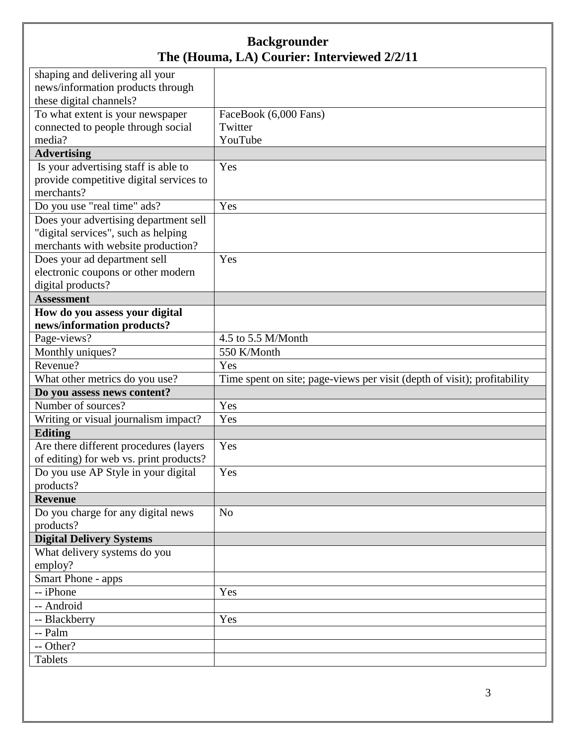# Backgrounder
## The (Houma, LA) Courier: Interviewed 2/2/11

| | |
|---|---|
| shaping and delivering all your news/information products through these digital channels? | |
| To what extent is your newspaper connected to people through social media? | FaceBook (6,000 Fans)<br>Twitter<br>YouTube |
| **Advertising** | |
| Is your advertising staff is able to provide competitive digital services to merchants? | Yes |
| Do you use "real time" ads? | Yes |
| Does your advertising department sell "digital services", such as helping merchants with website production? | |
| Does your ad department sell electronic coupons or other modern digital products? | Yes |
| **Assessment** | |
| **How do you assess your digital news/information products?** | |
| Page-views? | 4.5 to 5.5 M/Month |
| Monthly uniques? | 550 K/Month |
| Revenue? | Yes |
| What other metrics do you use? | Time spent on site; page-views per visit (depth of visit); profitability |
| **Do you assess news content?** | |
| Number of sources? | Yes |
| Writing or visual journalism impact? | Yes |
| **Editing** | |
| Are there different procedures (layers of editing) for web vs. print products? | Yes |
| Do you use AP Style in your digital products? | Yes |
| **Revenue** | |
| Do you charge for any digital news products? | No |
| **Digital Delivery Systems** | |
| What delivery systems do you employ? | |
| Smart Phone - apps | |
| -- iPhone | Yes |
| -- Android | |
| -- Blackberry | Yes |
| -- Palm | |
| -- Other? | |
| Tablets | |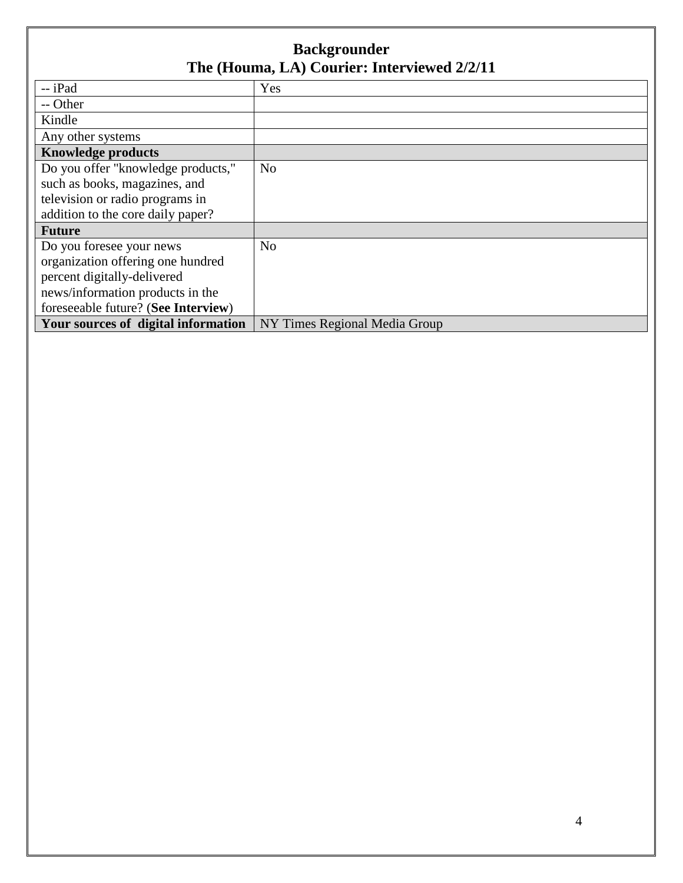# Backgrounder
## The (Houma, LA) Courier: Interviewed 2/2/11

| | |
|---|---|
| -- iPad | Yes |
| -- Other | |
| Kindle | |
| Any other systems | |
| **Knowledge products** | |
| Do you offer "knowledge products," such as books, magazines, and television or radio programs in addition to the core daily paper? | No |
| **Future** | |
| Do you foresee your news organization offering one hundred percent digitally-delivered news/information products in the foreseeable future? (**See Interview**) | No |
| **Your sources of digital information** | NY Times Regional Media Group |